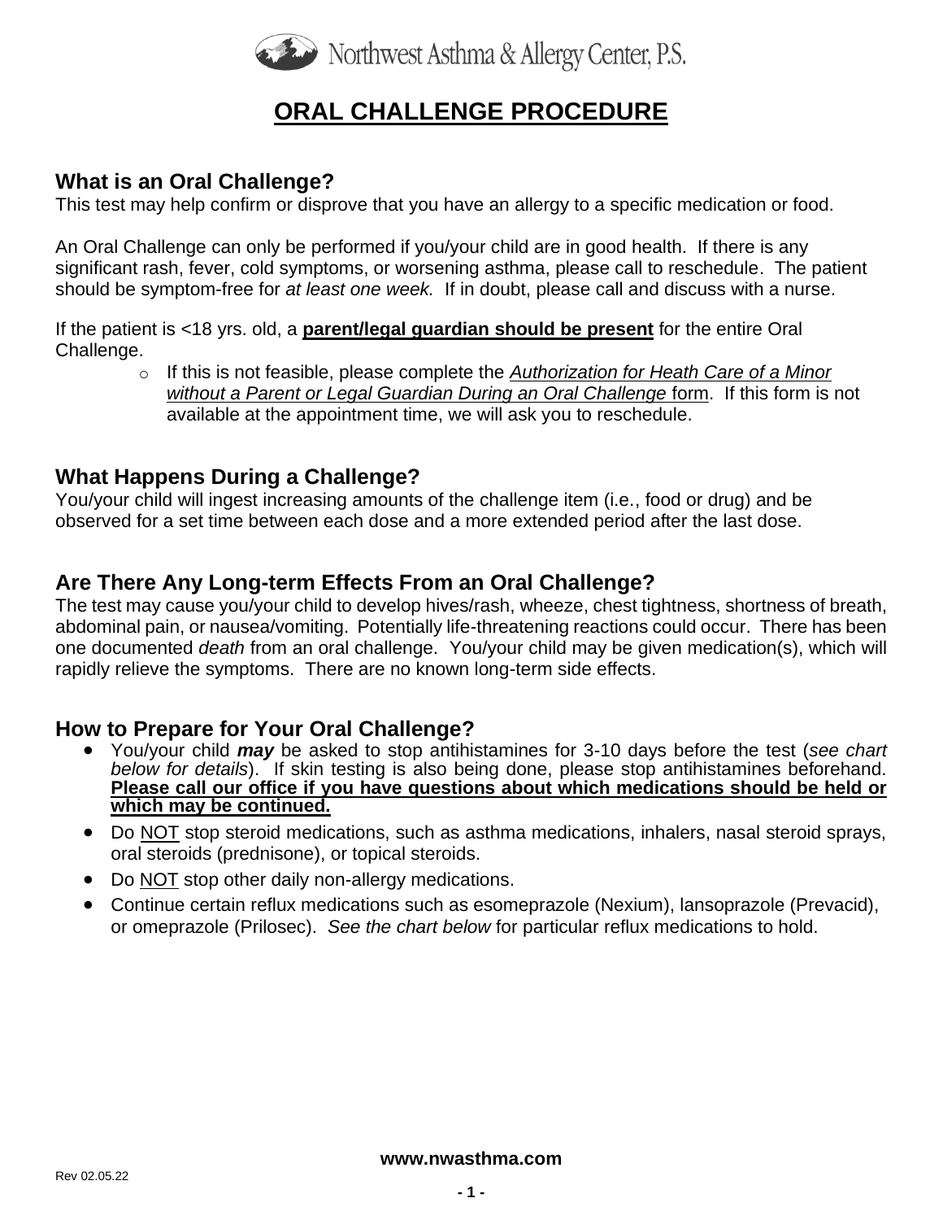Northwest Asthma & Allergy Center, P.S.

# ORAL CHALLENGE PROCEDURE

## What is an Oral Challenge?

This test may help confirm or disprove that you have an allergy to a specific medication or food.

An Oral Challenge can only be performed if you/your child are in good health. If there is any significant rash, fever, cold symptoms, or worsening asthma, please call to reschedule. The patient should be symptom-free for *at least one week.* If in doubt, please call and discuss with a nurse.

If the patient is <18 yrs. old, a **parent/legal guardian should be present** for the entire Oral Challenge.

- If this is not feasible, please complete the *Authorization for Heath Care of a Minor without a Parent or Legal Guardian During an Oral Challenge* form. If this form is not available at the appointment time, we will ask you to reschedule.

## What Happens During a Challenge?

You/your child will ingest increasing amounts of the challenge item (i.e., food or drug) and be observed for a set time between each dose and a more extended period after the last dose.

## Are There Any Long-term Effects From an Oral Challenge?

The test may cause you/your child to develop hives/rash, wheeze, chest tightness, shortness of breath, abdominal pain, or nausea/vomiting. Potentially life-threatening reactions could occur. There has been one documented *death* from an oral challenge. You/your child may be given medication(s), which will rapidly relieve the symptoms. There are no known long-term side effects.

## How to Prepare for Your Oral Challenge?

- You/your child ***may*** be asked to stop antihistamines for 3-10 days before the test (*see chart below for details*). If skin testing is also being done, please stop antihistamines beforehand. **Please call our office if you have questions about which medications should be held or which may be continued.**
- Do NOT stop steroid medications, such as asthma medications, inhalers, nasal steroid sprays, oral steroids (prednisone), or topical steroids.
- Do NOT stop other daily non-allergy medications.
- Continue certain reflux medications such as esomeprazole (Nexium), lansoprazole (Prevacid), or omeprazole (Prilosec). *See the chart below* for particular reflux medications to hold.

www.nwasthma.com

Rev 02.05.22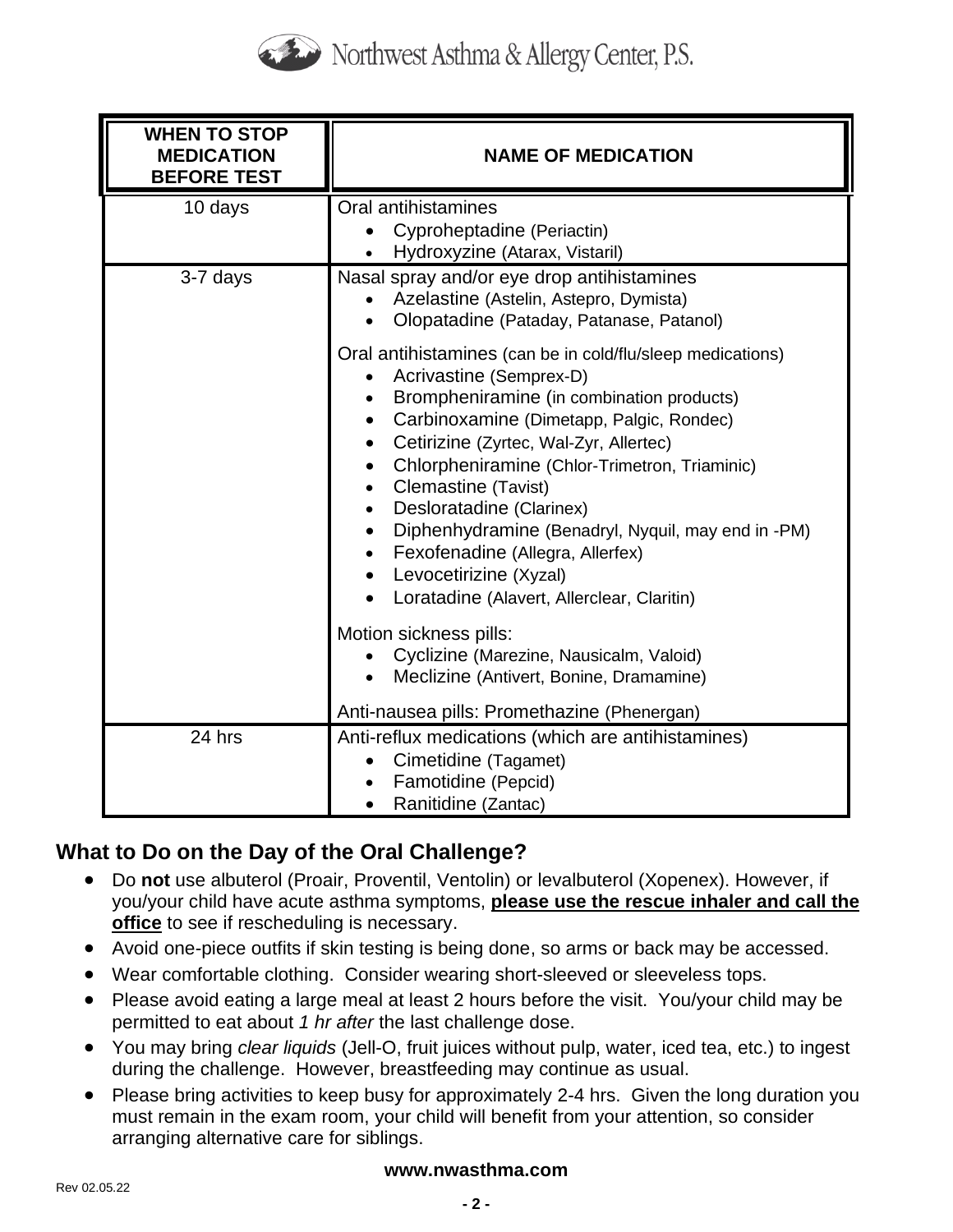| WHEN TO STOP MEDICATION BEFORE TEST | NAME OF MEDICATION |
|---|---|
| 10 days | Oral antihistamines<br>• Cyproheptadine (Periactin)<br>• Hydroxyzine (Atarax, Vistaril) |
| 3-7 days | Nasal spray and/or eye drop antihistamines<br>• Azelastine (Astelin, Astepro, Dymista)<br>• Olopatadine (Pataday, Patanase, Patanol)<br><br>Oral antihistamines (can be in cold/flu/sleep medications)<br>• Acrivastine (Semprex-D)<br>• Brompheniramine (in combination products)<br>• Carbinoxamine (Dimetapp, Palgic, Rondec)<br>• Cetirizine (Zyrtec, Wal-Zyr, Allertec)<br>• Chlorpheniramine (Chlor-Trimetron, Triaminic)<br>• Clemastine (Tavist)<br>• Desloratadine (Clarinex)<br>• Diphenhydramine (Benadryl, Nyquil, may end in -PM)<br>• Fexofenadine (Allegra, Allerfex)<br>• Levocetirizine (Xyzal)<br>• Loratadine (Alavert, Allerclear, Claritin)<br><br>Motion sickness pills:<br>• Cyclizine (Marezine, Nausicalm, Valoid)<br>• Meclizine (Antivert, Bonine, Dramamine)<br><br>Anti-nausea pills: Promethazine (Phenergan) |
| 24 hrs | Anti-reflux medications (which are antihistamines)<br>• Cimetidine (Tagamet)<br>• Famotidine (Pepcid)<br>• Ranitidine (Zantac) |

## What to Do on the Day of the Oral Challenge?

- Do **not** use albuterol (Proair, Proventil, Ventolin) or levalbuterol (Xopenex). However, if you/your child have acute asthma symptoms, **please use the rescue inhaler and call the office** to see if rescheduling is necessary.
- Avoid one-piece outfits if skin testing is being done, so arms or back may be accessed.
- Wear comfortable clothing. Consider wearing short-sleeved or sleeveless tops.
- Please avoid eating a large meal at least 2 hours before the visit. You/your child may be permitted to eat about *1 hr after* the last challenge dose.
- You may bring *clear liquids* (Jell-O, fruit juices without pulp, water, iced tea, etc.) to ingest during the challenge. However, breastfeeding may continue as usual.
- Please bring activities to keep busy for approximately 2-4 hrs. Given the long duration you must remain in the exam room, your child will benefit from your attention, so consider arranging alternative care for siblings.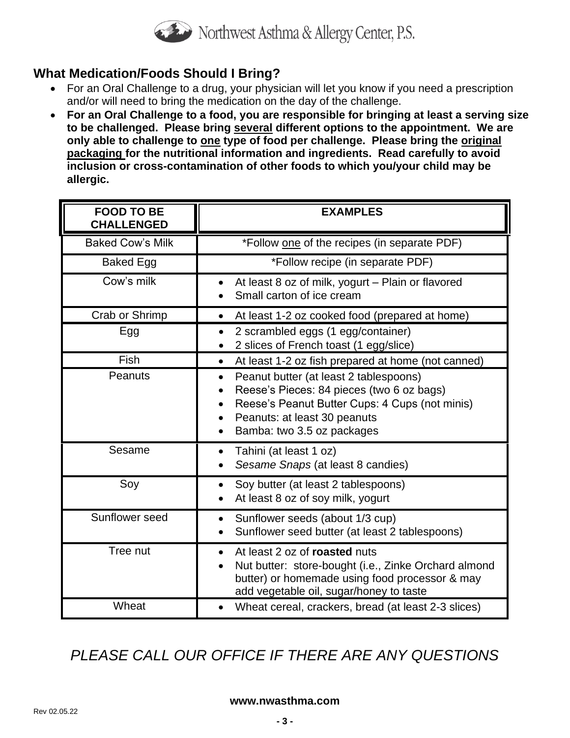## What Medication/Foods Should I Bring?

- For an Oral Challenge to a drug, your physician will let you know if you need a prescription and/or will need to bring the medication on the day of the challenge.
- **For an Oral Challenge to a food, you are responsible for bringing at least a serving size to be challenged. Please bring several different options to the appointment. We are only able to challenge to one type of food per challenge. Please bring the original packaging for the nutritional information and ingredients. Read carefully to avoid inclusion or cross-contamination of other foods to which you/your child may be allergic.**

| FOOD TO BE CHALLENGED | EXAMPLES |
|---|---|
| Baked Cow's Milk | *Follow one of the recipes (in separate PDF) |
| Baked Egg | *Follow recipe (in separate PDF) |
| Cow's milk | • At least 8 oz of milk, yogurt – Plain or flavored<br>• Small carton of ice cream |
| Crab or Shrimp | • At least 1-2 oz cooked food (prepared at home) |
| Egg | • 2 scrambled eggs (1 egg/container)<br>• 2 slices of French toast (1 egg/slice) |
| Fish | • At least 1-2 oz fish prepared at home (not canned) |
| Peanuts | • Peanut butter (at least 2 tablespoons)<br>• Reese's Pieces: 84 pieces (two 6 oz bags)<br>• Reese's Peanut Butter Cups: 4 Cups (not minis)<br>• Peanuts: at least 30 peanuts<br>• Bamba: two 3.5 oz packages |
| Sesame | • Tahini (at least 1 oz)<br>• *Sesame Snaps* (at least 8 candies) |
| Soy | • Soy butter (at least 2 tablespoons)<br>• At least 8 oz of soy milk, yogurt |
| Sunflower seed | • Sunflower seeds (about 1/3 cup)<br>• Sunflower seed butter (at least 2 tablespoons) |
| Tree nut | • At least 2 oz of **roasted** nuts<br>• Nut butter: store-bought (i.e., Zinke Orchard almond butter) or homemade using food processor & may add vegetable oil, sugar/honey to taste |
| Wheat | • Wheat cereal, crackers, bread (at least 2-3 slices) |

*PLEASE CALL OUR OFFICE IF THERE ARE ANY QUESTIONS*

**www.nwasthma.com**

Rev 02.05.22